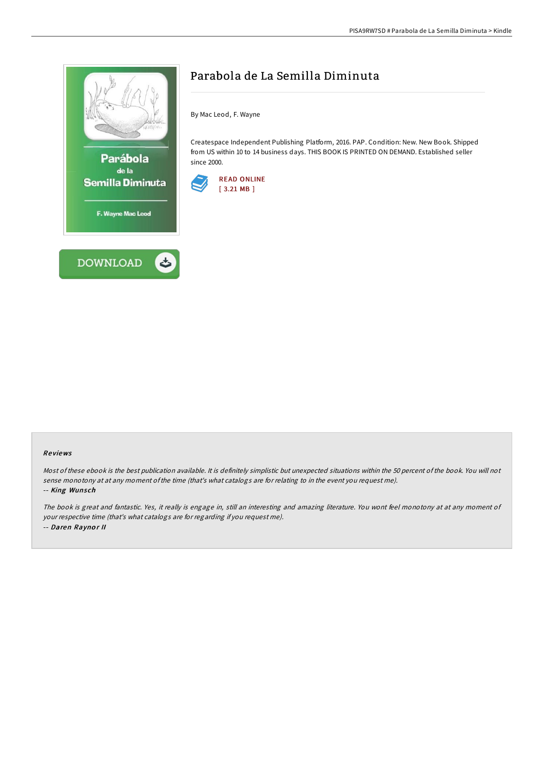# Parabola de La Semilla Diminuta

By Mac Leod, F. Wayne

Createspace Independent Publishing Platform, 2016. PAP. Condition: New. New Book. Shipped from US within 10 to 14 business days. THIS BOOK IS PRINTED ON DEMAND. Established seller since 2000.

READ ONLINE
[ 3.21 MB ]

DOWNLOAD

## Reviews

*Most of these ebook is the best publication available. It is definitely simplistic but unexpected situations within the 50 percent of the book. You will not sense monotony at at any moment of the time (that's what catalogs are for relating to in the event you request me).*

-- ***King Wunsch***

*The book is great and fantastic. Yes, it really is engage in, still an interesting and amazing literature. You wont feel monotony at at any moment of your respective time (that's what catalogs are for regarding if you request me).*

-- ***Daren Raynor II***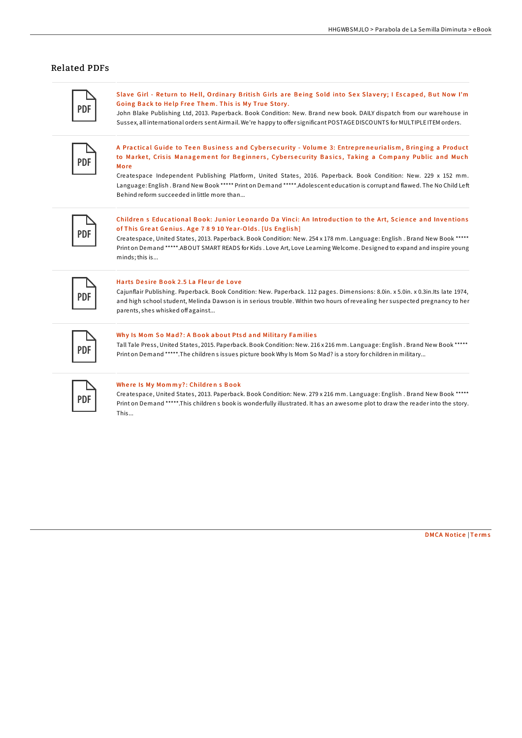## Related PDFs

PDF

**Slave Girl - Return to Hell, Ordinary British Girls are Being Sold into Sex Slavery; I Escaped, But Now I'm Going Back to Help Free Them. This is My True Story.**

John Blake Publishing Ltd, 2013. Paperback. Book Condition: New. Brand new book. DAILY dispatch from our warehouse in Sussex, all international orders sent Airmail. We're happy to offer significant POSTAGE DISCOUNTS for MULTIPLE ITEM orders.

PDF

**A Practical Guide to Teen Business and Cybersecurity - Volume 3: Entrepreneurialism, Bringing a Product to Market, Crisis Management for Beginners, Cybersecurity Basics, Taking a Company Public and Much More**

Createspace Independent Publishing Platform, United States, 2016. Paperback. Book Condition: New. 229 x 152 mm. Language: English . Brand New Book ***** Print on Demand *****.Adolescent education is corrupt and flawed. The No Child Left Behind reform succeeded in little more than...

PDF

**Children s Educational Book: Junior Leonardo Da Vinci: An Introduction to the Art, Science and Inventions of This Great Genius. Age 7 8 9 10 Year-Olds. [Us English]**

Createspace, United States, 2013. Paperback. Book Condition: New. 254 x 178 mm. Language: English . Brand New Book ***** Print on Demand *****.ABOUT SMART READS for Kids . Love Art, Love Learning Welcome. Designed to expand and inspire young minds; this is...

PDF

**Harts Desire Book 2.5 La Fleur de Love**

Cajunflair Publishing. Paperback. Book Condition: New. Paperback. 112 pages. Dimensions: 8.0in. x 5.0in. x 0.3in.Its late 1974, and high school student, Melinda Dawson is in serious trouble. Within two hours of revealing her suspected pregnancy to her parents, shes whisked off against...

PDF

**Why Is Mom So Mad?: A Book about Ptsd and Military Families**

Tall Tale Press, United States, 2015. Paperback. Book Condition: New. 216 x 216 mm. Language: English . Brand New Book ***** Print on Demand *****.The children s issues picture book Why Is Mom So Mad? is a story for children in military...

PDF

**Where Is My Mommy?: Children s Book**

Createspace, United States, 2013. Paperback. Book Condition: New. 279 x 216 mm. Language: English . Brand New Book ***** Print on Demand *****.This children s book is wonderfully illustrated. It has an awesome plot to draw the reader into the story. This...

DMCA Notice | Terms